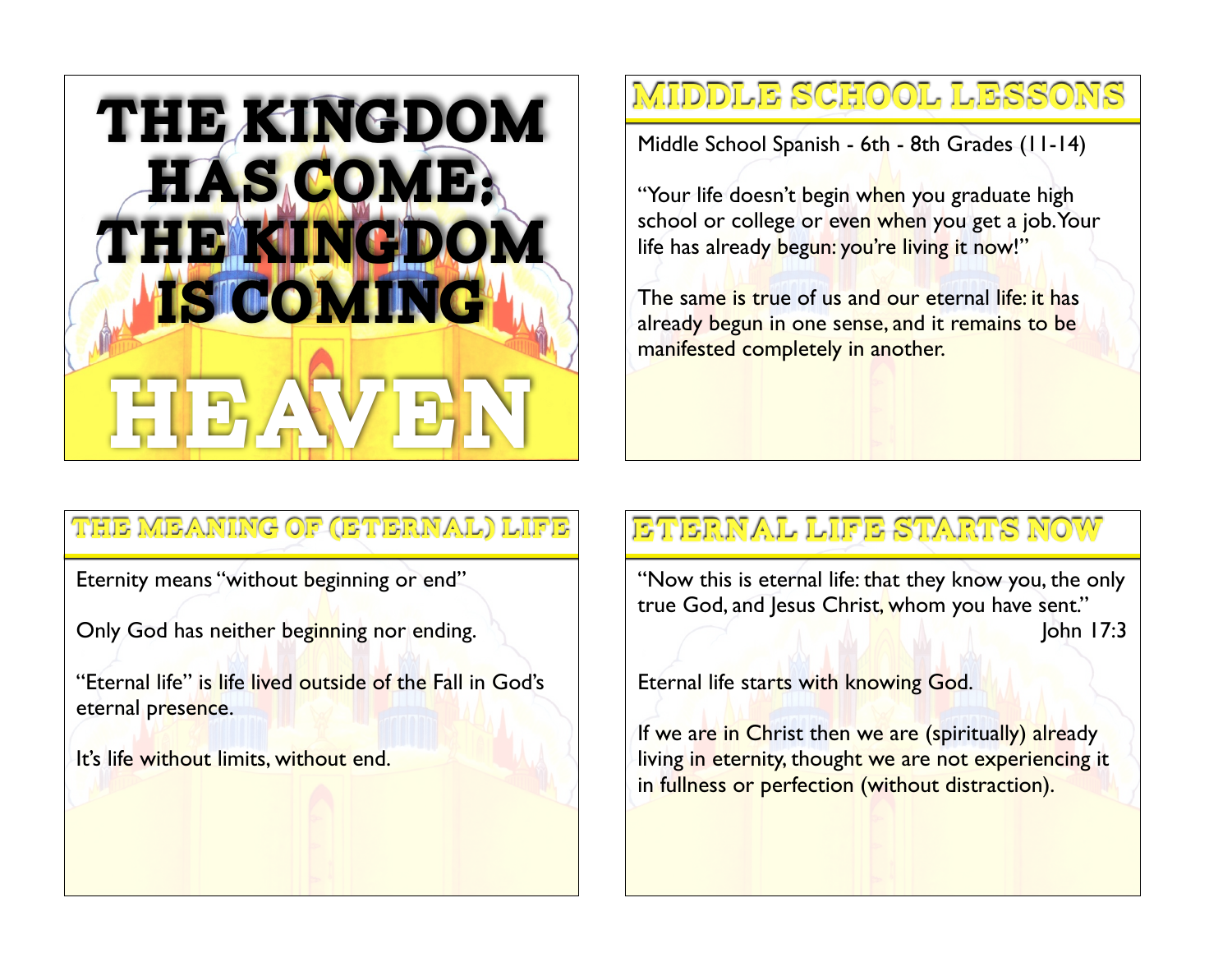# THE KINGDOM HAS COME; THE KINGDOM IS COMING

# HEAVEN

## MIDDLE SCHOOL LESSONS

Middle School Spanish - 6th - 8th Grades (11-14)

"Your life doesn't begin when you graduate high school or college or even when you get a job. Your life has already begun: you're living it now!"

The same is true of us and our eternal life: it has already begun in one sense, and it remains to be manifested completely in another.

## THE MEANING OF (ETERNAL) LIFE

Eternity means "without beginning or end"

Only God has neither beginning nor ending.

"Eternal life" is life lived outside of the Fall in God's eternal presence.

It's life without limits, without end.

## ETERNAL LIFE STARTS NOW

"Now this is eternal life: that they know you, the only true God, and Jesus Christ, whom you have sent."
John 17:3

Eternal life starts with knowing God.

If we are in Christ then we are (spiritually) already living in eternity, thought we are not experiencing it in fullness or perfection (without distraction).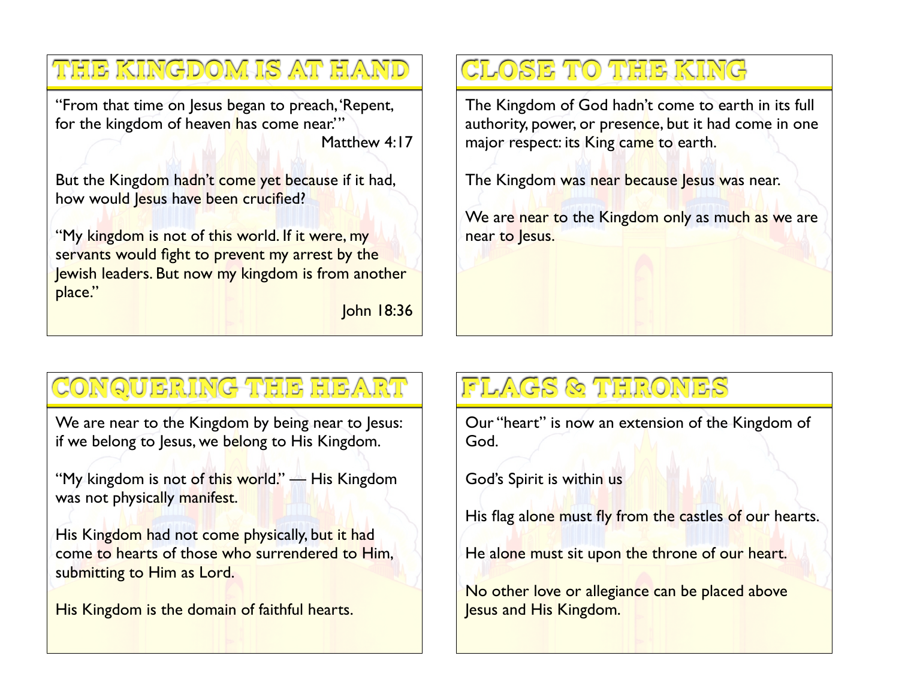## THE KINGDOM IS AT HAND

"From that time on Jesus began to preach, 'Repent, for the kingdom of heaven has come near.'"

Matthew 4:17

But the Kingdom hadn't come yet because if it had, how would Jesus have been crucified?

"My kingdom is not of this world. If it were, my servants would fight to prevent my arrest by the Jewish leaders. But now my kingdom is from another place."

John 18:36

## CLOSE TO THE KING

The Kingdom of God hadn't come to earth in its full authority, power, or presence, but it had come in one major respect: its King came to earth.

The Kingdom was near because Jesus was near.

We are near to the Kingdom only as much as we are near to Jesus.

## CONQUERING THE HEART

We are near to the Kingdom by being near to Jesus: if we belong to Jesus, we belong to His Kingdom.

"My kingdom is not of this world." — His Kingdom was not physically manifest.

His Kingdom had not come physically, but it had come to hearts of those who surrendered to Him, submitting to Him as Lord.

His Kingdom is the domain of faithful hearts.

## FLAGS & THRONES

Our "heart" is now an extension of the Kingdom of God.

God's Spirit is within us

His flag alone must fly from the castles of our hearts.

He alone must sit upon the throne of our heart.

No other love or allegiance can be placed above Jesus and His Kingdom.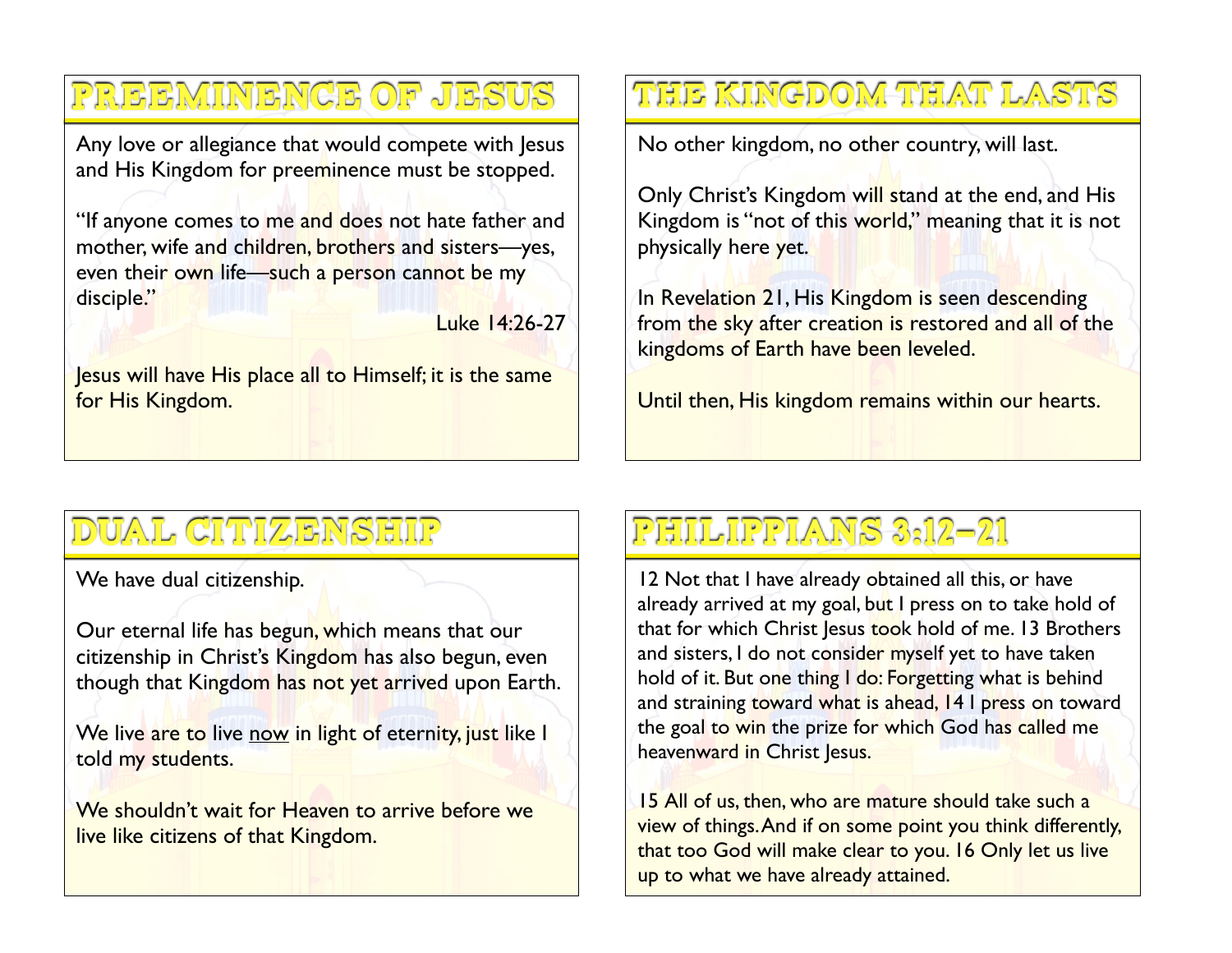## PREEMINENCE OF JESUS

Any love or allegiance that would compete with Jesus and His Kingdom for preeminence must be stopped.

"If anyone comes to me and does not hate father and mother, wife and children, brothers and sisters—yes, even their own life—such a person cannot be my disciple."

Luke 14:26-27

Jesus will have His place all to Himself; it is the same for His Kingdom.

## THE KINGDOM THAT LASTS

No other kingdom, no other country, will last.

Only Christ's Kingdom will stand at the end, and His Kingdom is "not of this world," meaning that it is not physically here yet.

In Revelation 21, His Kingdom is seen descending from the sky after creation is restored and all of the kingdoms of Earth have been leveled.

Until then, His kingdom remains within our hearts.

## DUAL CITIZENSHIP

We have dual citizenship.

Our eternal life has begun, which means that our citizenship in Christ's Kingdom has also begun, even though that Kingdom has not yet arrived upon Earth.

We live are to live <u>now</u> in light of eternity, just like I told my students.

We shouldn't wait for Heaven to arrive before we live like citizens of that Kingdom.

## PHILIPPIANS 3:12–21

12 Not that I have already obtained all this, or have already arrived at my goal, but I press on to take hold of that for which Christ Jesus took hold of me. 13 Brothers and sisters, I do not consider myself yet to have taken hold of it. But one thing I do: Forgetting what is behind and straining toward what is ahead, 14 I press on toward the goal to win the prize for which God has called me heavenward in Christ Jesus.

15 All of us, then, who are mature should take such a view of things. And if on some point you think differently, that too God will make clear to you. 16 Only let us live up to what we have already attained.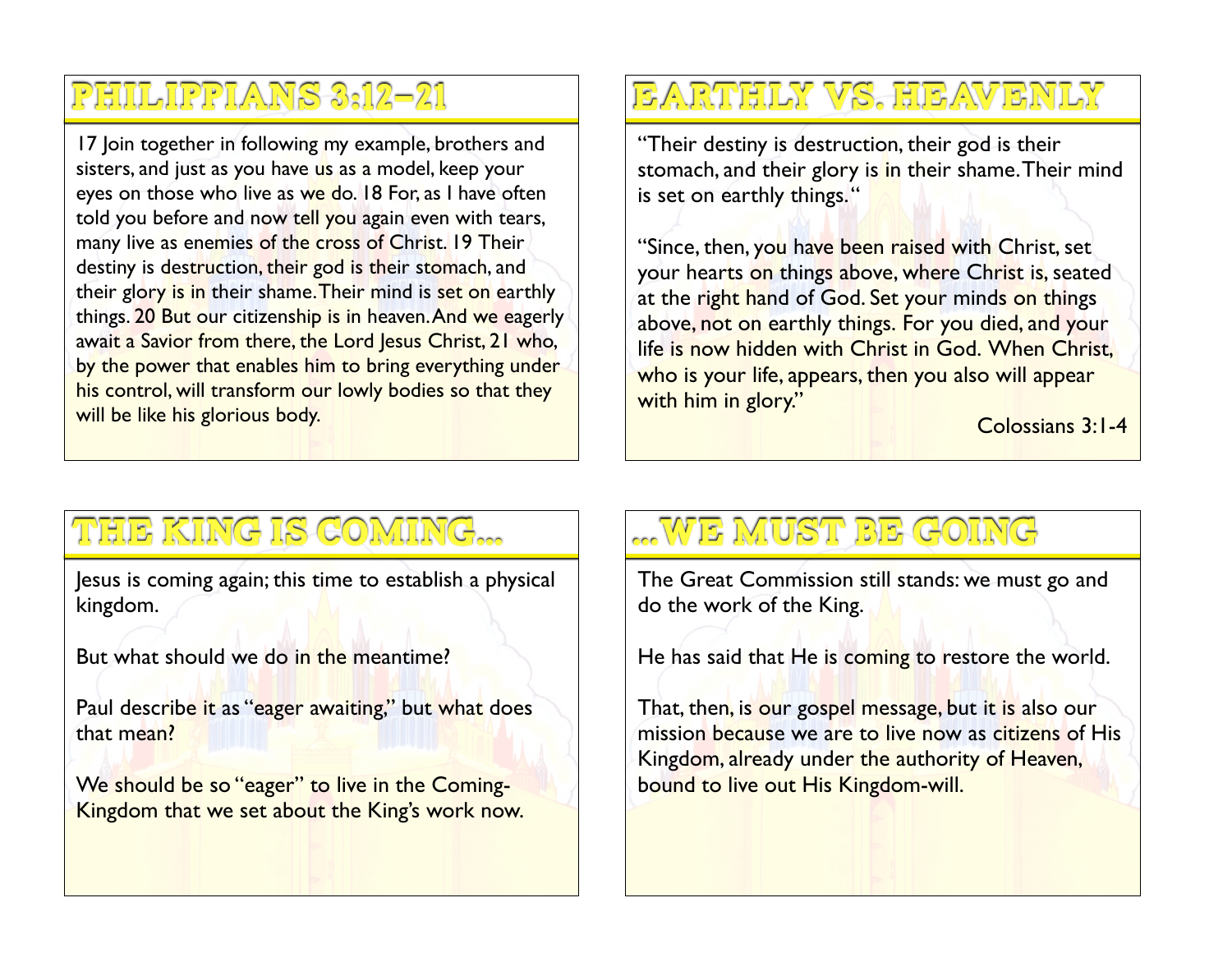## Philippians 3:12–21

17 Join together in following my example, brothers and sisters, and just as you have us as a model, keep your eyes on those who live as we do. 18 For, as I have often told you before and now tell you again even with tears, many live as enemies of the cross of Christ. 19 Their destiny is destruction, their god is their stomach, and their glory is in their shame. Their mind is set on earthly things. 20 But our citizenship is in heaven. And we eagerly await a Savior from there, the Lord Jesus Christ, 21 who, by the power that enables him to bring everything under his control, will transform our lowly bodies so that they will be like his glorious body.

## Earthly vs. Heavenly

"Their destiny is destruction, their god is their stomach, and their glory is in their shame. Their mind is set on earthly things."

"Since, then, you have been raised with Christ, set your hearts on things above, where Christ is, seated at the right hand of God. Set your minds on things above, not on earthly things. For you died, and your life is now hidden with Christ in God. When Christ, who is your life, appears, then you also will appear with him in glory."

Colossians 3:1-4

## The King is Coming...

Jesus is coming again; this time to establish a physical kingdom.

But what should we do in the meantime?

Paul describe it as "eager awaiting," but what does that mean?

We should be so "eager" to live in the Coming-Kingdom that we set about the King's work now.

## ...We Must Be Going

The Great Commission still stands: we must go and do the work of the King.

He has said that He is coming to restore the world.

That, then, is our gospel message, but it is also our mission because we are to live now as citizens of His Kingdom, already under the authority of Heaven, bound to live out His Kingdom-will.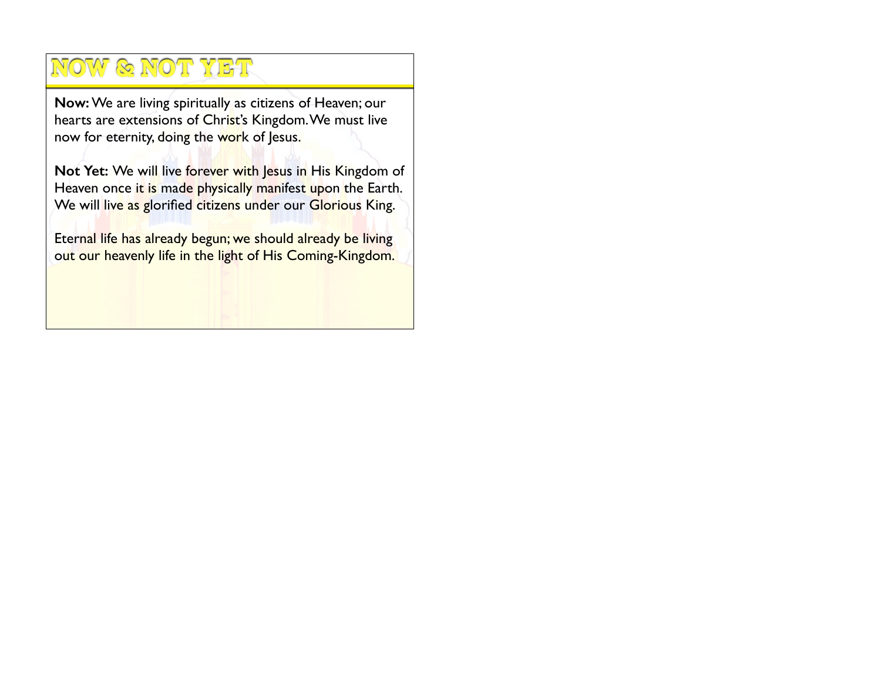# NOW & NOT YET

**Now:** We are living spiritually as citizens of Heaven; our hearts are extensions of Christ's Kingdom. We must live now for eternity, doing the work of Jesus.

**Not Yet:** We will live forever with Jesus in His Kingdom of Heaven once it is made physically manifest upon the Earth. We will live as glorified citizens under our Glorious King.

Eternal life has already begun; we should already be living out our heavenly life in the light of His Coming-Kingdom.